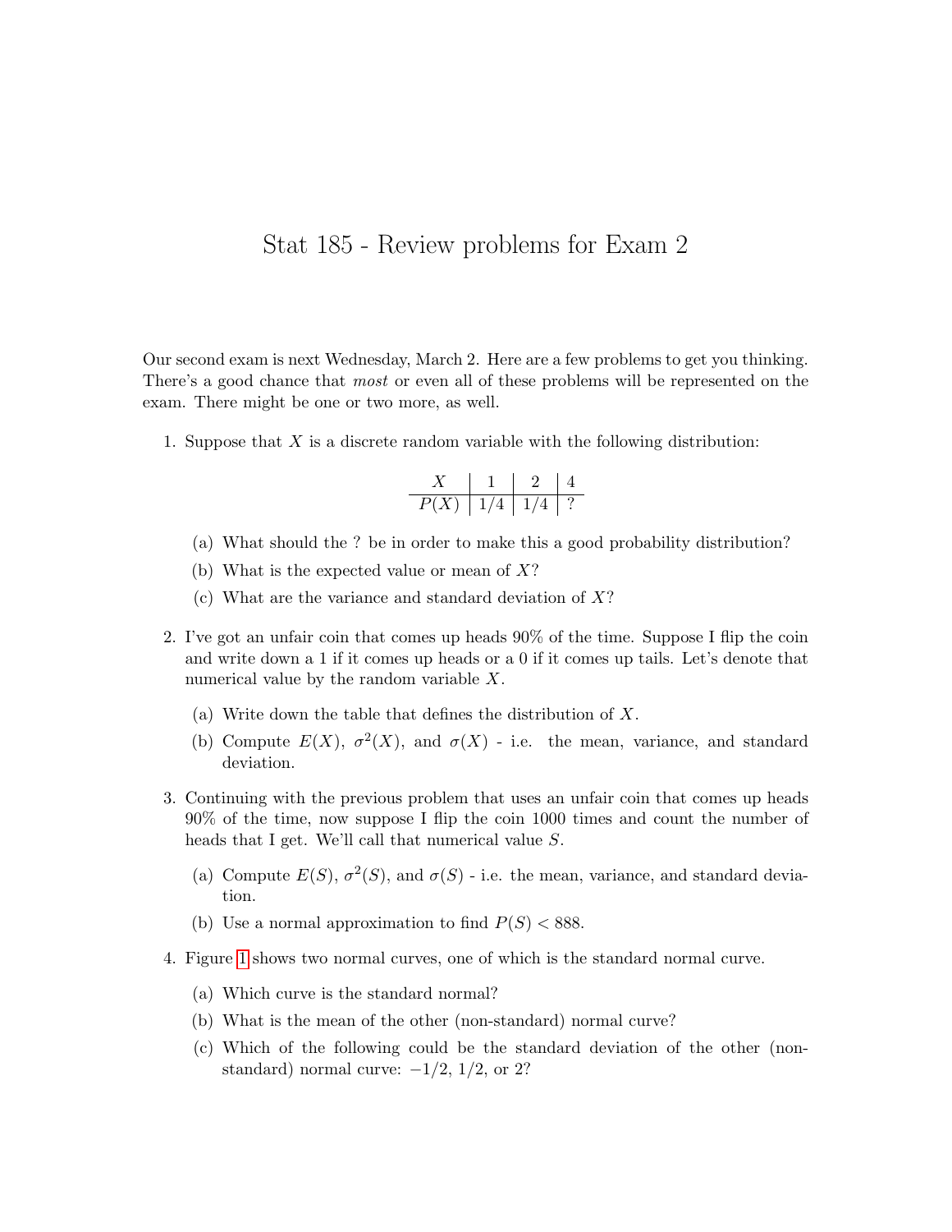# Stat 185 - Review problems for Exam 2

Our second exam is next Wednesday, March 2. Here are a few problems to get you thinking. There's a good chance that *most* or even all of these problems will be represented on the exam. There might be one or two more, as well.

1. Suppose that $X$ is a discrete random variable with the following distribution:

| $X$ | 1 | 2 | 4 |
|---|---|---|---|
| $P(X)$ | 1/4 | 1/4 | ? |

   (a) What should the ? be in order to make this a good probability distribution?

   (b) What is the expected value or mean of $X$?

   (c) What are the variance and standard deviation of $X$?

2. I've got an unfair coin that comes up heads 90% of the time. Suppose I flip the coin and write down a 1 if it comes up heads or a 0 if it comes up tails. Let's denote that numerical value by the random variable $X$.

   (a) Write down the table that defines the distribution of $X$.

   (b) Compute $E(X)$, $\sigma^2(X)$, and $\sigma(X)$ - i.e. the mean, variance, and standard deviation.

3. Continuing with the previous problem that uses an unfair coin that comes up heads 90% of the time, now suppose I flip the coin 1000 times and count the number of heads that I get. We'll call that numerical value $S$.

   (a) Compute $E(S)$, $\sigma^2(S)$, and $\sigma(S)$ - i.e. the mean, variance, and standard deviation.

   (b) Use a normal approximation to find $P(S) < 888$.

4. Figure 1 shows two normal curves, one of which is the standard normal curve.

   (a) Which curve is the standard normal?

   (b) What is the mean of the other (non-standard) normal curve?

   (c) Which of the following could be the standard deviation of the other (non-standard) normal curve: $-1/2$, $1/2$, or 2?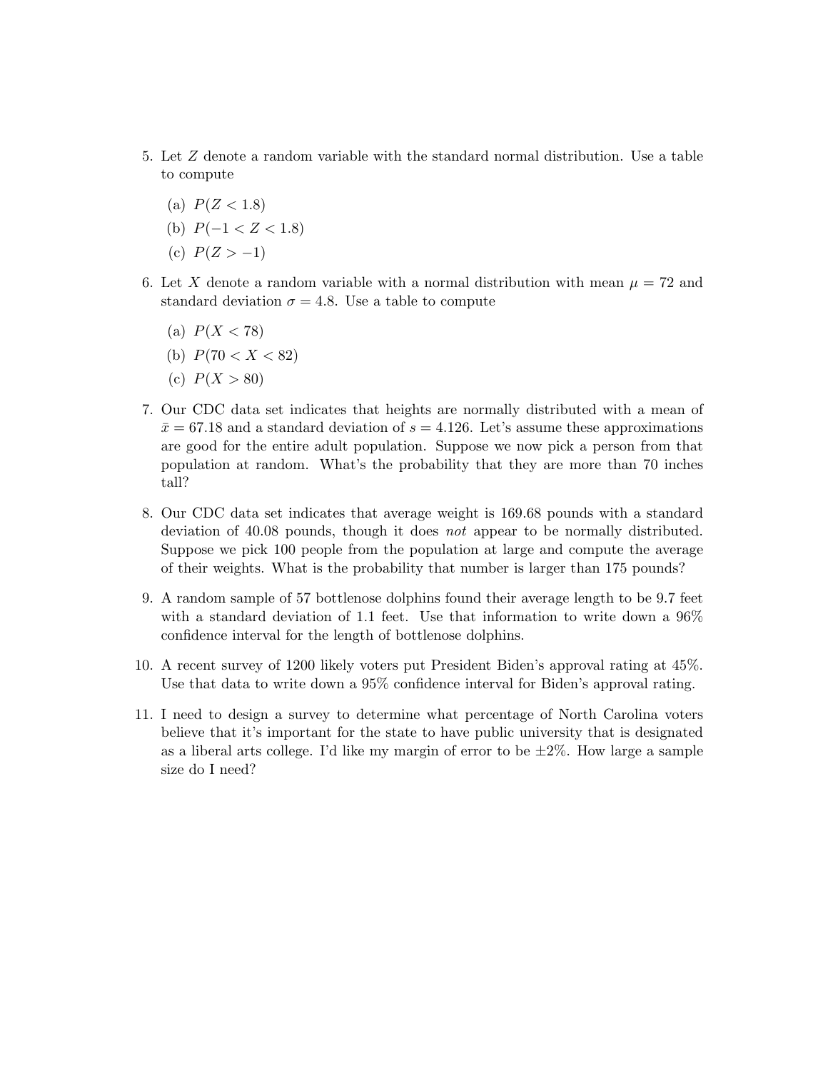5. Let $Z$ denote a random variable with the standard normal distribution. Use a table to compute

   (a) $P(Z < 1.8)$

   (b) $P(-1 < Z < 1.8)$

   (c) $P(Z > -1)$

6. Let $X$ denote a random variable with a normal distribution with mean $\mu = 72$ and standard deviation $\sigma = 4.8$. Use a table to compute

   (a) $P(X < 78)$

   (b) $P(70 < X < 82)$

   (c) $P(X > 80)$

7. Our CDC data set indicates that heights are normally distributed with a mean of $\bar{x} = 67.18$ and a standard deviation of $s = 4.126$. Let's assume these approximations are good for the entire adult population. Suppose we now pick a person from that population at random. What's the probability that they are more than 70 inches tall?

8. Our CDC data set indicates that average weight is 169.68 pounds with a standard deviation of 40.08 pounds, though it does *not* appear to be normally distributed. Suppose we pick 100 people from the population at large and compute the average of their weights. What is the probability that number is larger than 175 pounds?

9. A random sample of 57 bottlenose dolphins found their average length to be 9.7 feet with a standard deviation of 1.1 feet. Use that information to write down a 96% confidence interval for the length of bottlenose dolphins.

10. A recent survey of 1200 likely voters put President Biden's approval rating at 45%. Use that data to write down a 95% confidence interval for Biden's approval rating.

11. I need to design a survey to determine what percentage of North Carolina voters believe that it's important for the state to have public university that is designated as a liberal arts college. I'd like my margin of error to be $\pm 2\%$. How large a sample size do I need?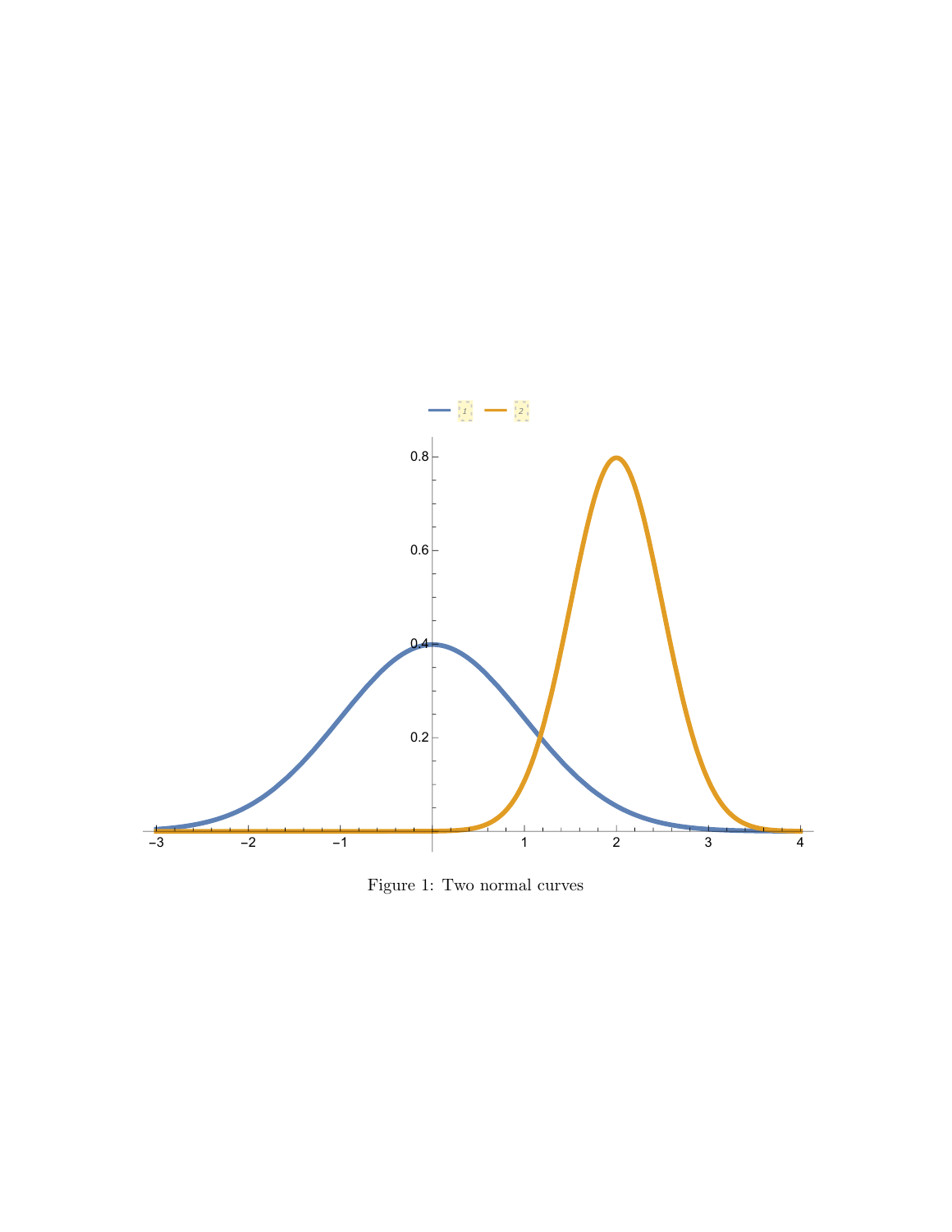1 2

0.8

0.6

0.4

0.2

−3 −2 −1 1 2 3 4

Figure 1: Two normal curves